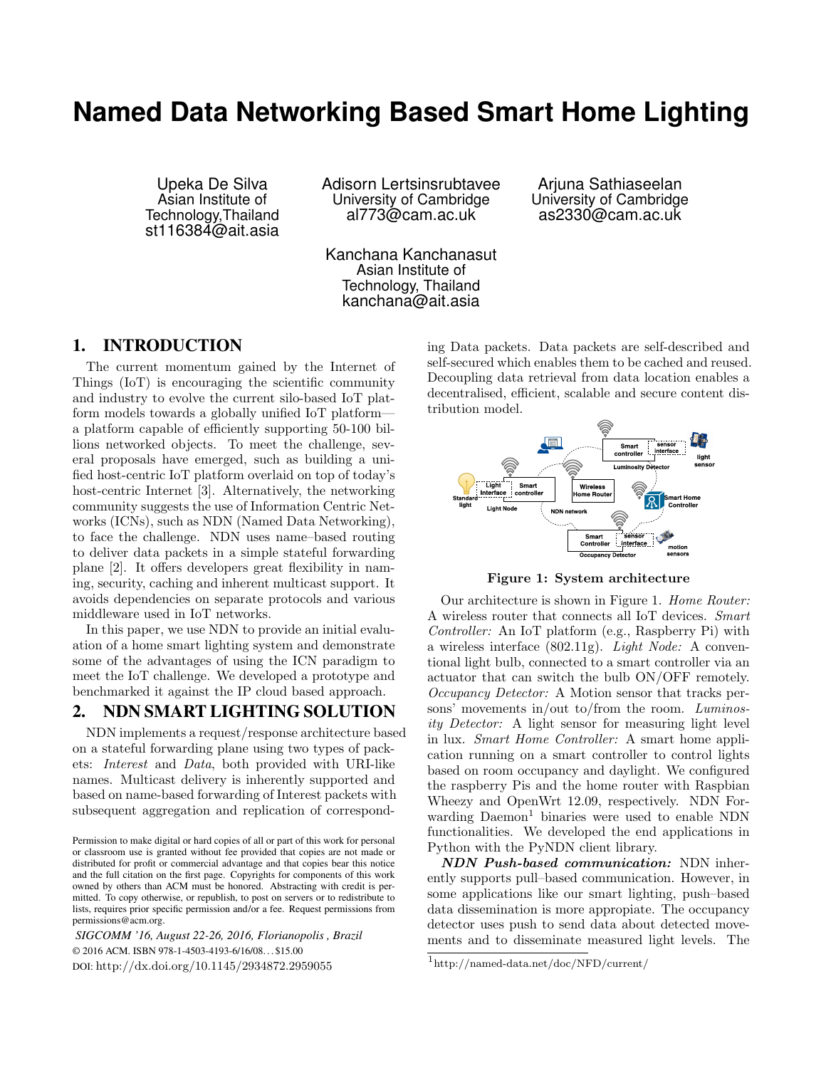# Named Data Networking Based Smart Home Lighting

Upeka De Silva
Asian Institute of Technology,Thailand
st116384@ait.asia

Adisorn Lertsinsrubtavee
University of Cambridge
al773@cam.ac.uk

Arjuna Sathiaseelan
University of Cambridge
as2330@cam.ac.uk

Kanchana Kanchanasut
Asian Institute of Technology, Thailand
kanchana@ait.asia

## 1. INTRODUCTION

The current momentum gained by the Internet of Things (IoT) is encouraging the scientific community and industry to evolve the current silo-based IoT platform models towards a globally unified IoT platform—a platform capable of efficiently supporting 50-100 billions networked objects. To meet the challenge, several proposals have emerged, such as building a unified host-centric IoT platform overlaid on top of today's host-centric Internet [3]. Alternatively, the networking community suggests the use of Information Centric Networks (ICNs), such as NDN (Named Data Networking), to face the challenge. NDN uses name–based routing to deliver data packets in a simple stateful forwarding plane [2]. It offers developers great flexibility in naming, security, caching and inherent multicast support. It avoids dependencies on separate protocols and various middleware used in IoT networks.

In this paper, we use NDN to provide an initial evaluation of a home smart lighting system and demonstrate some of the advantages of using the ICN paradigm to meet the IoT challenge. We developed a prototype and benchmarked it against the IP cloud based approach.

## 2. NDN SMART LIGHTING SOLUTION

NDN implements a request/response architecture based on a stateful forwarding plane using two types of packets: *Interest* and *Data*, both provided with URI-like names. Multicast delivery is inherently supported and based on name-based forwarding of Interest packets with subsequent aggregation and replication of corresponding Data packets. Data packets are self-described and self-secured which enables them to be cached and reused. Decoupling data retrieval from data location enables a decentralised, efficient, scalable and secure content distribution model.

Smart controller
sensor interface
light sensor
Luminosity Detector
Light Interface
Smart controller
Standard light
Light Node
Wireless Home Router
NDN network
Smart Home Controller
Smart Controller
sensor interface
Occupancy Detector
motion sensors

**Figure 1: System architecture**

Our architecture is shown in Figure 1. *Home Router:* A wireless router that connects all IoT devices. *Smart Controller:* An IoT platform (e.g., Raspberry Pi) with a wireless interface (802.11g). *Light Node:* A conventional light bulb, connected to a smart controller via an actuator that can switch the bulb ON/OFF remotely. *Occupancy Detector:* A Motion sensor that tracks persons' movements in/out to/from the room. *Luminosity Detector:* A light sensor for measuring light level in lux. *Smart Home Controller:* A smart home application running on a smart controller to control lights based on room occupancy and daylight. We configured the raspberry Pis and the home router with Raspbian Wheezy and OpenWrt 12.09, respectively. NDN Forwarding Daemon[1] binaries were used to enable NDN functionalities. We developed the end applications in Python with the PyNDN client library.

***NDN Push-based communication:*** NDN inherently supports pull–based communication. However, in some applications like our smart lighting, push–based data dissemination is more appropiate. The occupancy detector uses push to send data about detected movements and to disseminate measured light levels. The

[1]http://named-data.net/doc/NFD/current/

Permission to make digital or hard copies of all or part of this work for personal or classroom use is granted without fee provided that copies are not made or distributed for profit or commercial advantage and that copies bear this notice and the full citation on the first page. Copyrights for components of this work owned by others than ACM must be honored. Abstracting with credit is permitted. To copy otherwise, or republish, to post on servers or to redistribute to lists, requires prior specific permission and/or a fee. Request permissions from permissions@acm.org.

*SIGCOMM '16, August 22-26, 2016, Florianopolis , Brazil*
© 2016 ACM. ISBN 978-1-4503-4193-6/16/08... $15.00
DOI: http://dx.doi.org/10.1145/2934872.2959055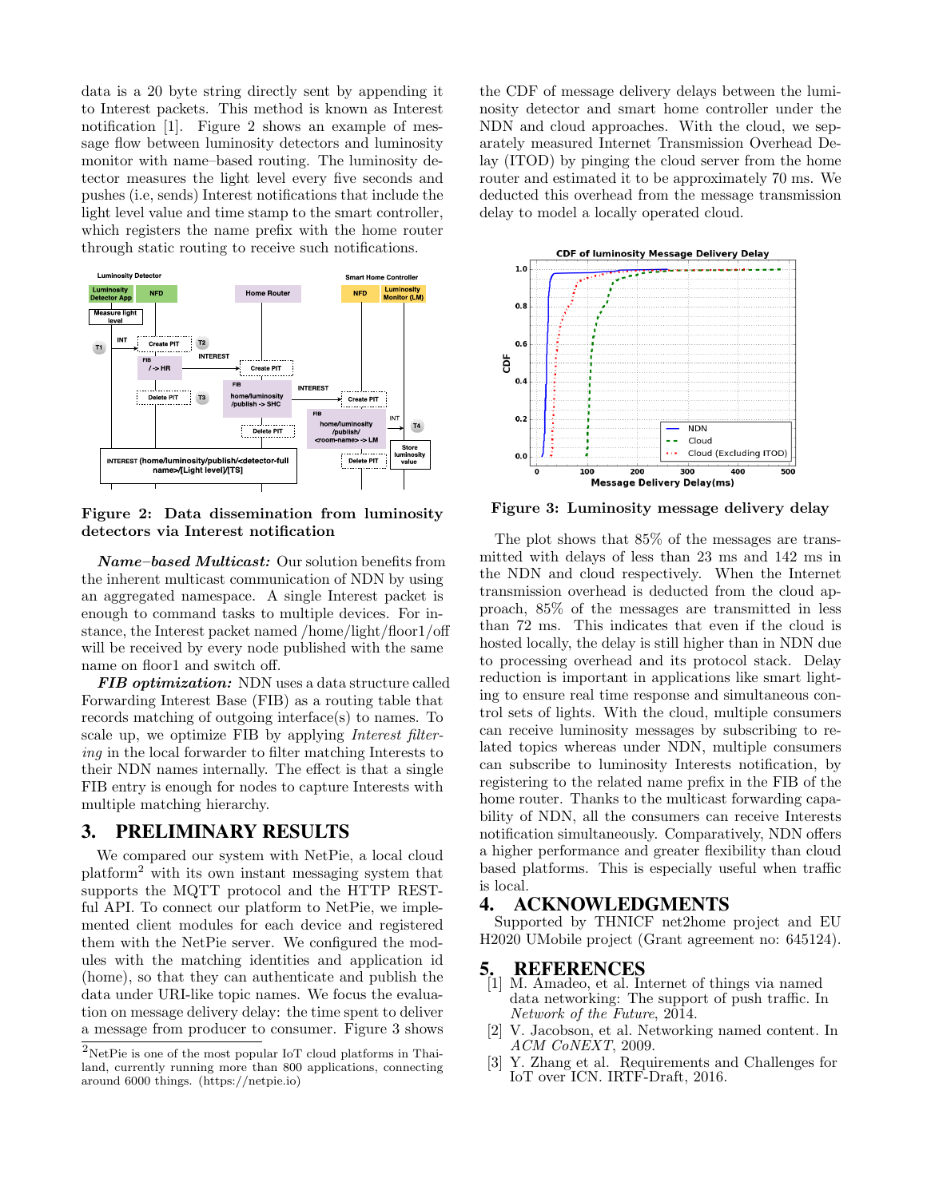data is a 20 byte string directly sent by appending it to Interest packets. This method is known as Interest notification [1]. Figure 2 shows an example of message flow between luminosity detectors and luminosity monitor with name–based routing. The luminosity detector measures the light level every five seconds and pushes (i.e, sends) Interest notifications that include the light level value and time stamp to the smart controller, which registers the name prefix with the home router through static routing to receive such notifications.

Luminosity Detector
Luminosity Detector App
NFD
Home Router
Smart Home Controller
NFD
Luminosity Monitor (LM)
Measure light level
T1
INT
Create PIT
T2
FIB / -> HR
INTEREST
Create PIT
Delete PIT
T3
FIB home/luminosity /publish -> SHC
INTEREST
Create PIT
FIB home/luminosity /publish/ <room-name> -> LM
INT
T4
Delete PIT
Store luminosity value
Delete PIT
INTEREST (home/luminosity/publish/<detector-full name>/[Light level]/[TS]

**Figure 2: Data dissemination from luminosity detectors via Interest notification**

***Name–based Multicast:*** Our solution benefits from the inherent multicast communication of NDN by using an aggregated namespace. A single Interest packet is enough to command tasks to multiple devices. For instance, the Interest packet named /home/light/floor1/off will be received by every node published with the same name on floor1 and switch off.

***FIB optimization:*** NDN uses a data structure called Forwarding Interest Base (FIB) as a routing table that records matching of outgoing interface(s) to names. To scale up, we optimize FIB by applying *Interest filtering* in the local forwarder to filter matching Interests to their NDN names internally. The effect is that a single FIB entry is enough for nodes to capture Interests with multiple matching hierarchy.

# 3. PRELIMINARY RESULTS

We compared our system with NetPie, a local cloud platform[2] with its own instant messaging system that supports the MQTT protocol and the HTTP RESTful API. To connect our platform to NetPie, we implemented client modules for each device and registered them with the NetPie server. We configured the modules with the matching identities and application id (home), so that they can authenticate and publish the data under URI-like topic names. We focus the evaluation on message delivery delay: the time spent to deliver a message from producer to consumer. Figure 3 shows the CDF of message delivery delays between the luminosity detector and smart home controller under the NDN and cloud approaches. With the cloud, we separately measured Internet Transmission Overhead Delay (ITOD) by pinging the cloud server from the home router and estimated it to be approximately 70 ms. We deducted this overhead from the message transmission delay to model a locally operated cloud.

CDF of luminosity Message Delivery Delay
CDF
1.0
0.8
0.6
0.4
0.2
0.0
0
100
200
300
400
500
Message Delivery Delay(ms)
NDN
Cloud
Cloud (Excluding ITOD)

**Figure 3: Luminosity message delivery delay**

The plot shows that 85% of the messages are transmitted with delays of less than 23 ms and 142 ms in the NDN and cloud respectively. When the Internet transmission overhead is deducted from the cloud approach, 85% of the messages are transmitted in less than 72 ms. This indicates that even if the cloud is hosted locally, the delay is still higher than in NDN due to processing overhead and its protocol stack. Delay reduction is important in applications like smart lighting to ensure real time response and simultaneous control sets of lights. With the cloud, multiple consumers can receive luminosity messages by subscribing to related topics whereas under NDN, multiple consumers can subscribe to luminosity Interests notification, by registering to the related name prefix in the FIB of the home router. Thanks to the multicast forwarding capability of NDN, all the consumers can receive Interests notification simultaneously. Comparatively, NDN offers a higher performance and greater flexibility than cloud based platforms. This is especially useful when traffic is local.

# 4. ACKNOWLEDGMENTS

Supported by THNICF net2home project and EU H2020 UMobile project (Grant agreement no: 645124).

# 5. REFERENCES

[1] M. Amadeo, et al. Internet of things via named data networking: The support of push traffic. In *Network of the Future*, 2014.

[2] V. Jacobson, et al. Networking named content. In *ACM CoNEXT*, 2009.

[3] Y. Zhang et al. Requirements and Challenges for IoT over ICN. IRTF-Draft, 2016.

[2]NetPie is one of the most popular IoT cloud platforms in Thailand, currently running more than 800 applications, connecting around 6000 things. (https://netpie.io)